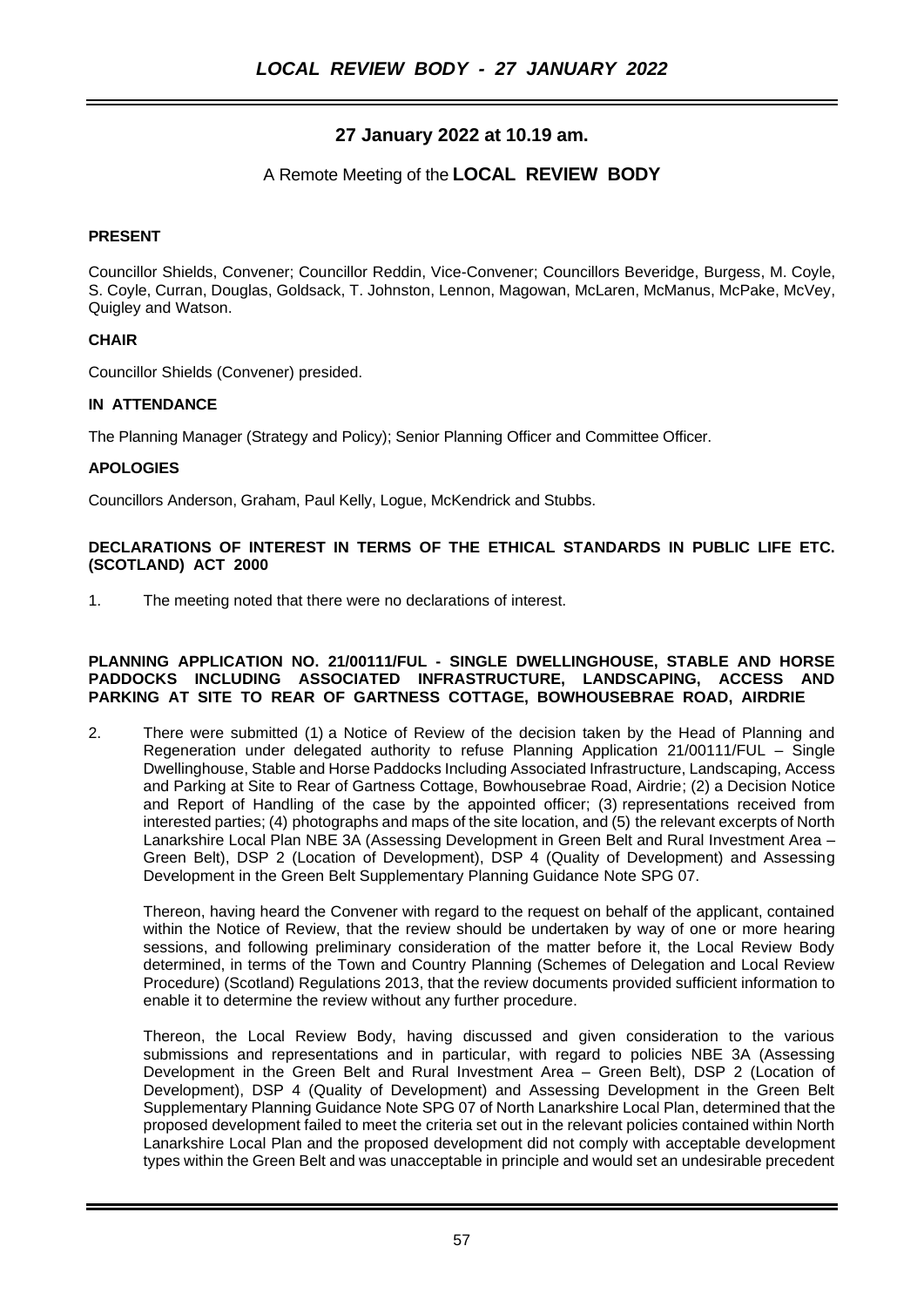**27 January 2022 at 10.19 am.**

A Remote Meeting of the **LOCAL REVIEW BODY**

**PRESENT**

Councillor Shields, Convener; Councillor Reddin, Vice-Convener; Councillors Beveridge, Burgess, M. Coyle, S. Coyle, Curran, Douglas, Goldsack, T. Johnston, Lennon, Magowan, McLaren, McManus, McPake, McVey, Quigley and Watson.

**CHAIR**

Councillor Shields (Convener) presided.

**IN ATTENDANCE**

The Planning Manager (Strategy and Policy); Senior Planning Officer and Committee Officer.

**APOLOGIES**

Councillors Anderson, Graham, Paul Kelly, Logue, McKendrick and Stubbs.

**DECLARATIONS OF INTEREST IN TERMS OF THE ETHICAL STANDARDS IN PUBLIC LIFE ETC. (SCOTLAND) ACT 2000**

1. The meeting noted that there were no declarations of interest.

**PLANNING APPLICATION NO. 21/00111/FUL - SINGLE DWELLINGHOUSE, STABLE AND HORSE PADDOCKS INCLUDING ASSOCIATED INFRASTRUCTURE, LANDSCAPING, ACCESS AND PARKING AT SITE TO REAR OF GARTNESS COTTAGE, BOWHOUSEBRAE ROAD, AIRDRIE**

2. There were submitted (1) a Notice of Review of the decision taken by the Head of Planning and Regeneration under delegated authority to refuse Planning Application 21/00111/FUL – Single Dwellinghouse, Stable and Horse Paddocks Including Associated Infrastructure, Landscaping, Access and Parking at Site to Rear of Gartness Cottage, Bowhousebrae Road, Airdrie; (2) a Decision Notice and Report of Handling of the case by the appointed officer; (3) representations received from interested parties; (4) photographs and maps of the site location, and (5) the relevant excerpts of North Lanarkshire Local Plan NBE 3A (Assessing Development in Green Belt and Rural Investment Area – Green Belt), DSP 2 (Location of Development), DSP 4 (Quality of Development) and Assessing Development in the Green Belt Supplementary Planning Guidance Note SPG 07.

Thereon, having heard the Convener with regard to the request on behalf of the applicant, contained within the Notice of Review, that the review should be undertaken by way of one or more hearing sessions, and following preliminary consideration of the matter before it, the Local Review Body determined, in terms of the Town and Country Planning (Schemes of Delegation and Local Review Procedure) (Scotland) Regulations 2013, that the review documents provided sufficient information to enable it to determine the review without any further procedure.

Thereon, the Local Review Body, having discussed and given consideration to the various submissions and representations and in particular, with regard to policies NBE 3A (Assessing Development in the Green Belt and Rural Investment Area – Green Belt), DSP 2 (Location of Development), DSP 4 (Quality of Development) and Assessing Development in the Green Belt Supplementary Planning Guidance Note SPG 07 of North Lanarkshire Local Plan, determined that the proposed development failed to meet the criteria set out in the relevant policies contained within North Lanarkshire Local Plan and the proposed development did not comply with acceptable development types within the Green Belt and was unacceptable in principle and would set an undesirable precedent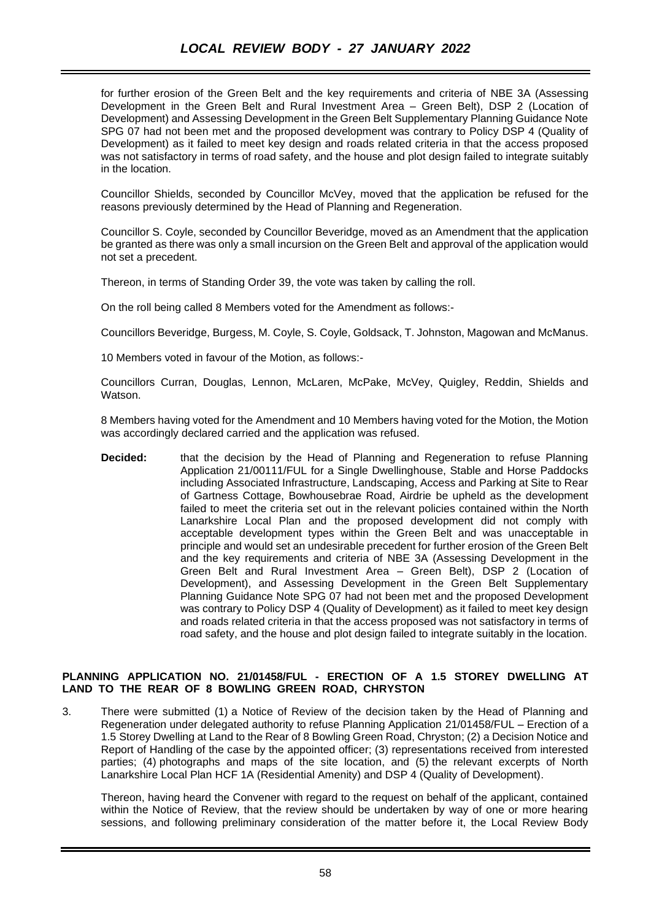for further erosion of the Green Belt and the key requirements and criteria of NBE 3A (Assessing Development in the Green Belt and Rural Investment Area – Green Belt), DSP 2 (Location of Development) and Assessing Development in the Green Belt Supplementary Planning Guidance Note SPG 07 had not been met and the proposed development was contrary to Policy DSP 4 (Quality of Development) as it failed to meet key design and roads related criteria in that the access proposed was not satisfactory in terms of road safety, and the house and plot design failed to integrate suitably in the location.

Councillor Shields, seconded by Councillor McVey, moved that the application be refused for the reasons previously determined by the Head of Planning and Regeneration.

Councillor S. Coyle, seconded by Councillor Beveridge, moved as an Amendment that the application be granted as there was only a small incursion on the Green Belt and approval of the application would not set a precedent.

Thereon, in terms of Standing Order 39, the vote was taken by calling the roll.

On the roll being called 8 Members voted for the Amendment as follows:-

Councillors Beveridge, Burgess, M. Coyle, S. Coyle, Goldsack, T. Johnston, Magowan and McManus.

10 Members voted in favour of the Motion, as follows:-

Councillors Curran, Douglas, Lennon, McLaren, McPake, McVey, Quigley, Reddin, Shields and Watson.

8 Members having voted for the Amendment and 10 Members having voted for the Motion, the Motion was accordingly declared carried and the application was refused.

**Decided:** that the decision by the Head of Planning and Regeneration to refuse Planning Application 21/00111/FUL for a Single Dwellinghouse, Stable and Horse Paddocks including Associated Infrastructure, Landscaping, Access and Parking at Site to Rear of Gartness Cottage, Bowhousebrae Road, Airdrie be upheld as the development failed to meet the criteria set out in the relevant policies contained within the North Lanarkshire Local Plan and the proposed development did not comply with acceptable development types within the Green Belt and was unacceptable in principle and would set an undesirable precedent for further erosion of the Green Belt and the key requirements and criteria of NBE 3A (Assessing Development in the Green Belt and Rural Investment Area – Green Belt), DSP 2 (Location of Development), and Assessing Development in the Green Belt Supplementary Planning Guidance Note SPG 07 had not been met and the proposed Development was contrary to Policy DSP 4 (Quality of Development) as it failed to meet key design and roads related criteria in that the access proposed was not satisfactory in terms of road safety, and the house and plot design failed to integrate suitably in the location.

**PLANNING APPLICATION NO. 21/01458/FUL - ERECTION OF A 1.5 STOREY DWELLING AT LAND TO THE REAR OF 8 BOWLING GREEN ROAD, CHRYSTON**

3. There were submitted (1) a Notice of Review of the decision taken by the Head of Planning and Regeneration under delegated authority to refuse Planning Application 21/01458/FUL – Erection of a 1.5 Storey Dwelling at Land to the Rear of 8 Bowling Green Road, Chryston; (2) a Decision Notice and Report of Handling of the case by the appointed officer; (3) representations received from interested parties; (4) photographs and maps of the site location, and (5) the relevant excerpts of North Lanarkshire Local Plan HCF 1A (Residential Amenity) and DSP 4 (Quality of Development).

   Thereon, having heard the Convener with regard to the request on behalf of the applicant, contained within the Notice of Review, that the review should be undertaken by way of one or more hearing sessions, and following preliminary consideration of the matter before it, the Local Review Body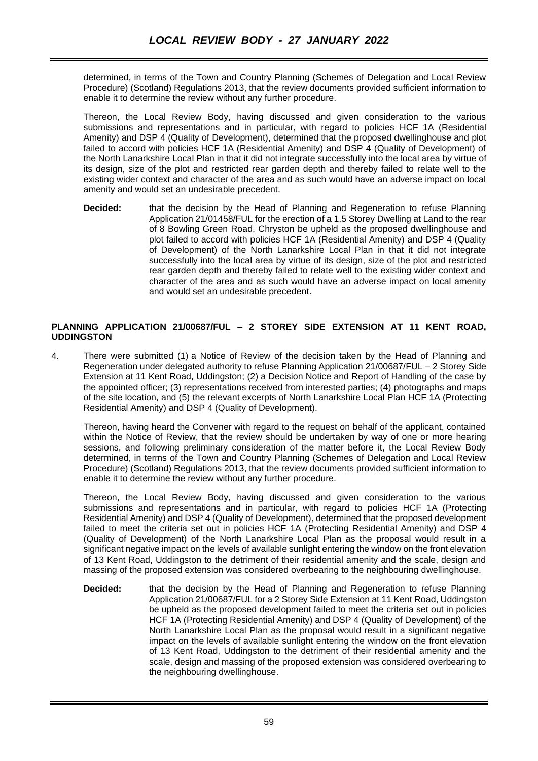determined, in terms of the Town and Country Planning (Schemes of Delegation and Local Review Procedure) (Scotland) Regulations 2013, that the review documents provided sufficient information to enable it to determine the review without any further procedure.

Thereon, the Local Review Body, having discussed and given consideration to the various submissions and representations and in particular, with regard to policies HCF 1A (Residential Amenity) and DSP 4 (Quality of Development), determined that the proposed dwellinghouse and plot failed to accord with policies HCF 1A (Residential Amenity) and DSP 4 (Quality of Development) of the North Lanarkshire Local Plan in that it did not integrate successfully into the local area by virtue of its design, size of the plot and restricted rear garden depth and thereby failed to relate well to the existing wider context and character of the area and as such would have an adverse impact on local amenity and would set an undesirable precedent.

**Decided:** that the decision by the Head of Planning and Regeneration to refuse Planning Application 21/01458/FUL for the erection of a 1.5 Storey Dwelling at Land to the rear of 8 Bowling Green Road, Chryston be upheld as the proposed dwellinghouse and plot failed to accord with policies HCF 1A (Residential Amenity) and DSP 4 (Quality of Development) of the North Lanarkshire Local Plan in that it did not integrate successfully into the local area by virtue of its design, size of the plot and restricted rear garden depth and thereby failed to relate well to the existing wider context and character of the area and as such would have an adverse impact on local amenity and would set an undesirable precedent.

**PLANNING APPLICATION 21/00687/FUL – 2 STOREY SIDE EXTENSION AT 11 KENT ROAD, UDDINGSTON**

4. There were submitted (1) a Notice of Review of the decision taken by the Head of Planning and Regeneration under delegated authority to refuse Planning Application 21/00687/FUL – 2 Storey Side Extension at 11 Kent Road, Uddingston; (2) a Decision Notice and Report of Handling of the case by the appointed officer; (3) representations received from interested parties; (4) photographs and maps of the site location, and (5) the relevant excerpts of North Lanarkshire Local Plan HCF 1A (Protecting Residential Amenity) and DSP 4 (Quality of Development).

Thereon, having heard the Convener with regard to the request on behalf of the applicant, contained within the Notice of Review, that the review should be undertaken by way of one or more hearing sessions, and following preliminary consideration of the matter before it, the Local Review Body determined, in terms of the Town and Country Planning (Schemes of Delegation and Local Review Procedure) (Scotland) Regulations 2013, that the review documents provided sufficient information to enable it to determine the review without any further procedure.

Thereon, the Local Review Body, having discussed and given consideration to the various submissions and representations and in particular, with regard to policies HCF 1A (Protecting Residential Amenity) and DSP 4 (Quality of Development), determined that the proposed development failed to meet the criteria set out in policies HCF 1A (Protecting Residential Amenity) and DSP 4 (Quality of Development) of the North Lanarkshire Local Plan as the proposal would result in a significant negative impact on the levels of available sunlight entering the window on the front elevation of 13 Kent Road, Uddingston to the detriment of their residential amenity and the scale, design and massing of the proposed extension was considered overbearing to the neighbouring dwellinghouse.

**Decided:** that the decision by the Head of Planning and Regeneration to refuse Planning Application 21/00687/FUL for a 2 Storey Side Extension at 11 Kent Road, Uddingston be upheld as the proposed development failed to meet the criteria set out in policies HCF 1A (Protecting Residential Amenity) and DSP 4 (Quality of Development) of the North Lanarkshire Local Plan as the proposal would result in a significant negative impact on the levels of available sunlight entering the window on the front elevation of 13 Kent Road, Uddingston to the detriment of their residential amenity and the scale, design and massing of the proposed extension was considered overbearing to the neighbouring dwellinghouse.